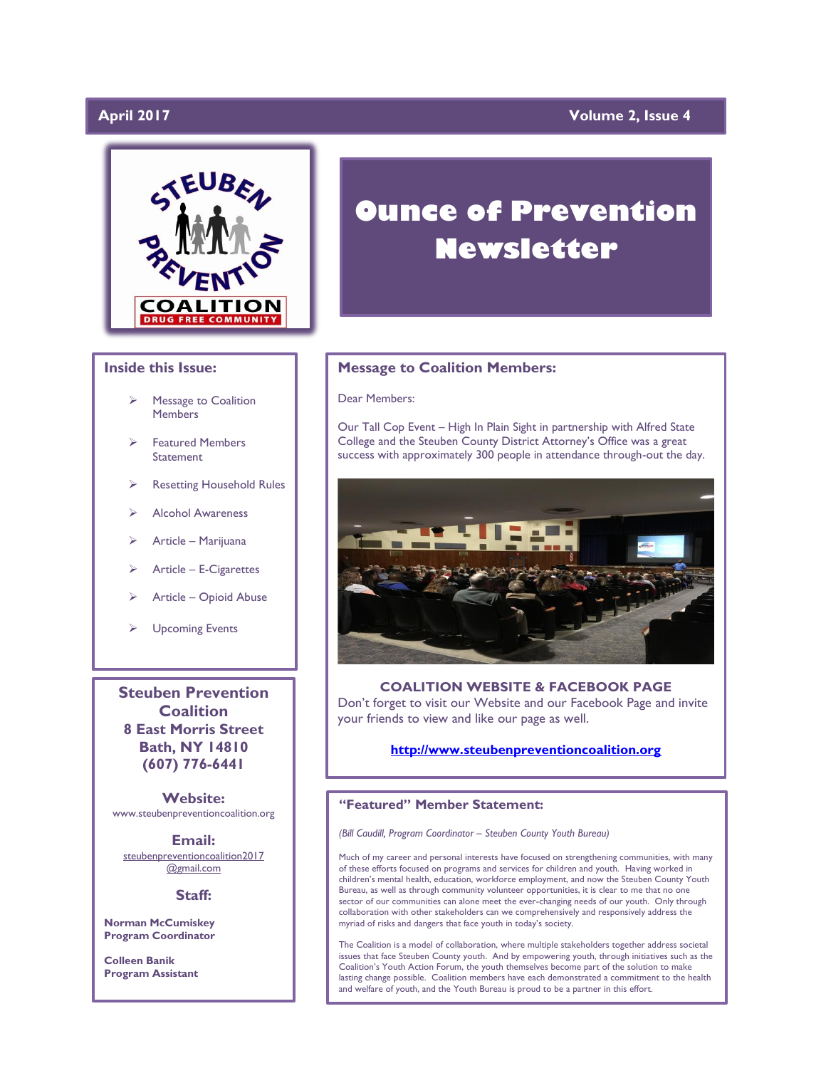April 2017 | Volume 2, Issue 4

# Ounce of Prevention Newsletter

## Inside this Issue:

- Message to Coalition Members
- Featured Members Statement
- Resetting Household Rules
- Alcohol Awareness
- Article – Marijuana
- Article – E-Cigarettes
- Article – Opioid Abuse
- Upcoming Events

**Steuben Prevention Coalition**
**8 East Morris Street**
**Bath, NY 14810**
**(607) 776-6441**

**Website:**
www.steubenpreventioncoalition.org

**Email:**
steubenpreventioncoalition2017@gmail.com

**Staff:**

**Norman McCumiskey**
**Program Coordinator**

**Colleen Banik**
**Program Assistant**

## Message to Coalition Members:

Dear Members:

Our Tall Cop Event – High In Plain Sight in partnership with Alfred State College and the Steuben County District Attorney's Office was a great success with approximately 300 people in attendance through-out the day.

**COALITION WEBSITE & FACEBOOK PAGE**

Don't forget to visit our Website and our Facebook Page and invite your friends to view and like our page as well.

**http://www.steubenpreventioncoalition.org**

## "Featured" Member Statement:

*(Bill Caudill, Program Coordinator – Steuben County Youth Bureau)*

Much of my career and personal interests have focused on strengthening communities, with many of these efforts focused on programs and services for children and youth. Having worked in children's mental health, education, workforce employment, and now the Steuben County Youth Bureau, as well as through community volunteer opportunities, it is clear to me that no one sector of our communities can alone meet the ever-changing needs of our youth. Only through collaboration with other stakeholders can we comprehensively and responsively address the myriad of risks and dangers that face youth in today's society.

The Coalition is a model of collaboration, where multiple stakeholders together address societal issues that face Steuben County youth. And by empowering youth, through initiatives such as the Coalition's Youth Action Forum, the youth themselves become part of the solution to make lasting change possible. Coalition members have each demonstrated a commitment to the health and welfare of youth, and the Youth Bureau is proud to be a partner in this effort.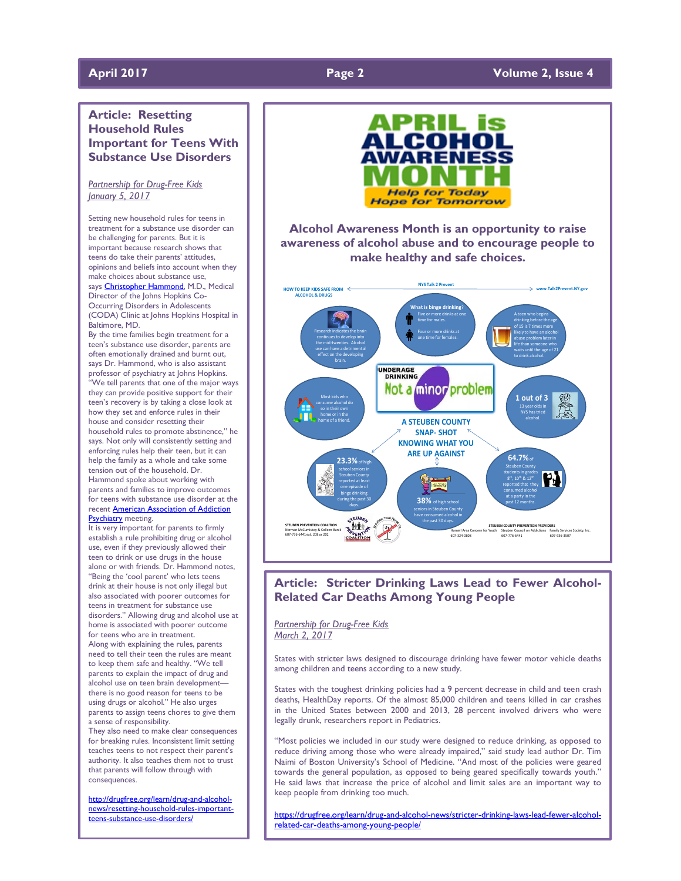## Article: Resetting Household Rules Important for Teens With Substance Use Disorders

*Partnership for Drug-Free Kids*
*January 5, 2017*

Setting new household rules for teens in treatment for a substance use disorder can be challenging for parents. But it is important because research shows that teens do take their parents' attitudes, opinions and beliefs into account when they make choices about substance use, says Christopher Hammond, M.D., Medical Director of the Johns Hopkins Co-Occurring Disorders in Adolescents (CODA) Clinic at Johns Hopkins Hospital in Baltimore, MD.

By the time families begin treatment for a teen's substance use disorder, parents are often emotionally drained and burnt out, says Dr. Hammond, who is also assistant professor of psychiatry at Johns Hopkins. "We tell parents that one of the major ways they can provide positive support for their teen's recovery is by taking a close look at how they set and enforce rules in their house and consider resetting their household rules to promote abstinence," he says. Not only will consistently setting and enforcing rules help their teen, but it can help the family as a whole and take some tension out of the household. Dr. Hammond spoke about working with parents and families to improve outcomes for teens with substance use disorder at the recent American Association of Addiction Psychiatry meeting.

It is very important for parents to firmly establish a rule prohibiting drug or alcohol use, even if they previously allowed their teen to drink or use drugs in the house alone or with friends. Dr. Hammond notes, "Being the 'cool parent' who lets teens drink at their house is not only illegal but also associated with poorer outcomes for teens in treatment for substance use disorders." Allowing drug and alcohol use at home is associated with poorer outcome for teens who are in treatment.

Along with explaining the rules, parents need to tell their teen the rules are meant to keep them safe and healthy. "We tell parents to explain the impact of drug and alcohol use on teen brain development—there is no good reason for teens to be using drugs or alcohol." He also urges parents to assign teens chores to give them a sense of responsibility.

They also need to make clear consequences for breaking rules. Inconsistent limit setting teaches teens to not respect their parent's authority. It also teaches them not to trust that parents will follow through with consequences.

http://drugfree.org/learn/drug-and-alcohol-news/resetting-household-rules-important-teens-substance-use-disorders/

# APRIL is ALCOHOL AWARENESS MONTH

Help for Today
Hope for Tomorrow

### Alcohol Awareness Month is an opportunity to raise awareness of alcohol abuse and to encourage people to make healthy and safe choices.

HOW TO KEEP KIDS SAFE FROM ALCOHOL & DRUGS

NYS Talk 2 Prevent

www.Talk2Prevent.NY.gov

Research indicates the brain continues to develop into the mid-twenties. Alcohol use can have a detrimental effect on the developing brain.

What is binge drinking? Five or more drinks at one time for males. Four or more drinks at one time for females.

A teen who begins drinking before the age of 15 is 7 times more likely to have an alcohol abuse problem later in life than someone who waits until the age of 21 to drink alcohol.

UNDERAGE DRINKING Not a minor problem

Most kids who consume alcohol do so in their own home or in the home of a friend.

1 out of 3 13 year olds in NYS has tried alcohol.

A STEUBEN COUNTY SNAP- SHOT KNOWING WHAT YOU ARE UP AGAINST

23.3% of high school seniors in Steuben County reported at least one episode of binge drinking during the past 30 days.

38% of high school seniors in Steuben County have consumed alcohol in the past 30 days.

64.7% of Steuben County students in grades 8th, 10th & 12th reported that they consumed alcohol at a party in the past 12 months.

STEUBEN PREVENTION COALITION
Norman McCumiskey & Colleen Banik
607-776-6441 ext. 208 or 202

STEUBEN COUNTY PREVENTION PROVIDERS
Hornell Area Concern for Youth 607-324-0808
Steuben Council on Addictions 607-776-6441
Family Services Society, Inc. 607-936-3507

## Article: Stricter Drinking Laws Lead to Fewer Alcohol-Related Car Deaths Among Young People

*Partnership for Drug-Free Kids*
*March 2, 2017*

States with stricter laws designed to discourage drinking have fewer motor vehicle deaths among children and teens according to a new study.

States with the toughest drinking policies had a 9 percent decrease in child and teen crash deaths, HealthDay reports. Of the almost 85,000 children and teens killed in car crashes in the United States between 2000 and 2013, 28 percent involved drivers who were legally drunk, researchers report in Pediatrics.

"Most policies we included in our study were designed to reduce drinking, as opposed to reduce driving among those who were already impaired," said study lead author Dr. Tim Naimi of Boston University's School of Medicine. "And most of the policies were geared towards the general population, as opposed to being geared specifically towards youth." He said laws that increase the price of alcohol and limit sales are an important way to keep people from drinking too much.

https://drugfree.org/learn/drug-and-alcohol-news/stricter-drinking-laws-lead-fewer-alcohol-related-car-deaths-among-young-people/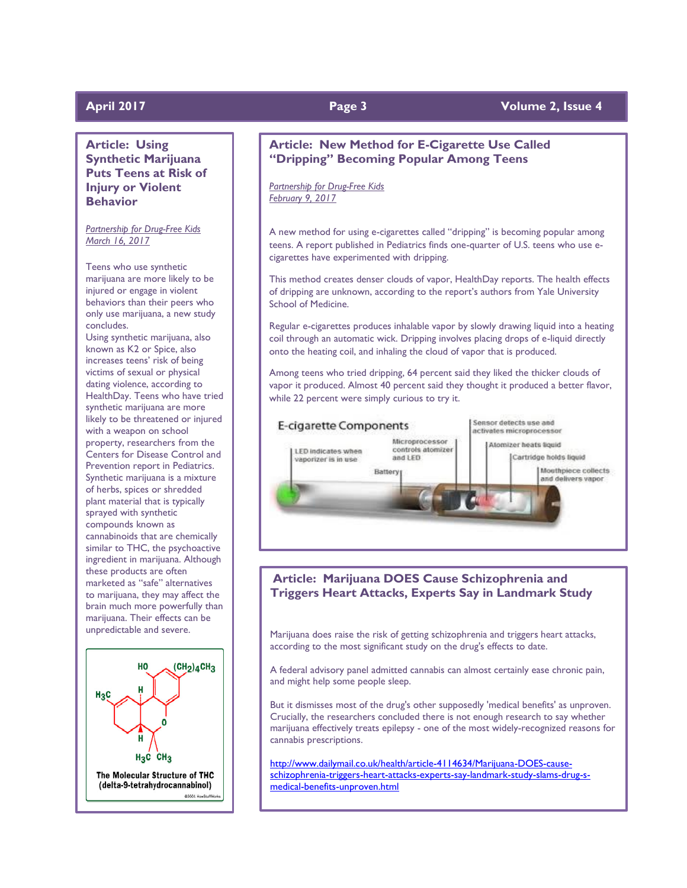## Article: Using Synthetic Marijuana Puts Teens at Risk of Injury or Violent Behavior

*Partnership for Drug-Free Kids*
*March 16, 2017*

Teens who use synthetic marijuana are more likely to be injured or engage in violent behaviors than their peers who only use marijuana, a new study concludes.
Using synthetic marijuana, also known as K2 or Spice, also increases teens' risk of being victims of sexual or physical dating violence, according to HealthDay. Teens who have tried synthetic marijuana are more likely to be threatened or injured with a weapon on school property, researchers from the Centers for Disease Control and Prevention report in Pediatrics. Synthetic marijuana is a mixture of herbs, spices or shredded plant material that is typically sprayed with synthetic compounds known as cannabinoids that are chemically similar to THC, the psychoactive ingredient in marijuana. Although these products are often marketed as "safe" alternatives to marijuana, they may affect the brain much more powerfully than marijuana. Their effects can be unpredictable and severe.

HO
$(CH_2)_4CH_3$
H
$H_3C$
O
H
$H_3C$ $CH_3$

The Molecular Structure of THC (delta-9-tetrahydrocannabinol)

©2001 HowStuffWorks

## Article: New Method for E-Cigarette Use Called "Dripping" Becoming Popular Among Teens

*Partnership for Drug-Free Kids*
*February 9, 2017*

A new method for using e-cigarettes called "dripping" is becoming popular among teens. A report published in Pediatrics finds one-quarter of U.S. teens who use e-cigarettes have experimented with dripping.

This method creates denser clouds of vapor, HealthDay reports. The health effects of dripping are unknown, according to the report's authors from Yale University School of Medicine.

Regular e-cigarettes produces inhalable vapor by slowly drawing liquid into a heating coil through an automatic wick. Dripping involves placing drops of e-liquid directly onto the heating coil, and inhaling the cloud of vapor that is produced.

Among teens who tried dripping, 64 percent said they liked the thicker clouds of vapor it produced. Almost 40 percent said they thought it produced a better flavor, while 22 percent were simply curious to try it.

E-cigarette Components

LED indicates when vaporizer is in use

Microprocessor controls atomizer and LED

Battery

Sensor detects use and activates microprocessor

Atomizer heats liquid

Cartridge holds liquid

Mouthpiece collects and delivers vapor

## Article: Marijuana DOES Cause Schizophrenia and Triggers Heart Attacks, Experts Say in Landmark Study

Marijuana does raise the risk of getting schizophrenia and triggers heart attacks, according to the most significant study on the drug's effects to date.

A federal advisory panel admitted cannabis can almost certainly ease chronic pain, and might help some people sleep.

But it dismisses most of the drug's other supposedly 'medical benefits' as unproven. Crucially, the researchers concluded there is not enough research to say whether marijuana effectively treats epilepsy - one of the most widely-recognized reasons for cannabis prescriptions.

http://www.dailymail.co.uk/health/article-4114634/Marijuana-DOES-cause-schizophrenia-triggers-heart-attacks-experts-say-landmark-study-slams-drug-s-medical-benefits-unproven.html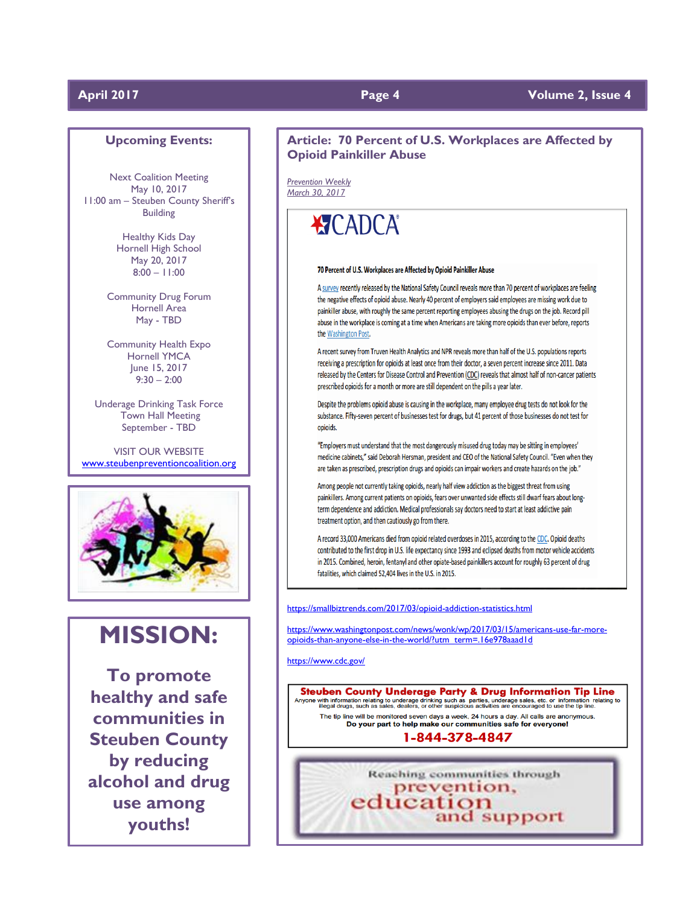## Upcoming Events:

Next Coalition Meeting
May 10, 2017
11:00 am – Steuben County Sheriff's Building

Healthy Kids Day
Hornell High School
May 20, 2017
8:00 – 11:00

Community Drug Forum
Hornell Area
May - TBD

Community Health Expo
Hornell YMCA
June 15, 2017
9:30 – 2:00

Underage Drinking Task Force
Town Hall Meeting
September - TBD

VISIT OUR WEBSITE
www.steubenpreventioncoalition.org

# MISSION:

**To promote healthy and safe communities in Steuben County by reducing alcohol and drug use among youths!**

## Article: 70 Percent of U.S. Workplaces are Affected by Opioid Painkiller Abuse

*Prevention Weekly*
*March 30, 2017*

CADCA

**70 Percent of U.S. Workplaces are Affected by Opioid Painkiller Abuse**

A survey recently released by the National Safety Council reveals more than 70 percent of workplaces are feeling the negative effects of opioid abuse. Nearly 40 percent of employers said employees are missing work due to painkiller abuse, with roughly the same percent reporting employees abusing the drugs on the job. Record pill abuse in the workplace is coming at a time when Americans are taking more opioids than ever before, reports the Washington Post.

A recent survey from Truven Health Analytics and NPR reveals more than half of the U.S. populations reports receiving a prescription for opioids at least once from their doctor, a seven percent increase since 2011. Data released by the Centers for Disease Control and Prevention (CDC) reveals that almost half of non-cancer patients prescribed opioids for a month or more are still dependent on the pills a year later.

Despite the problems opioid abuse is causing in the workplace, many employee drug tests do not look for the substance. Fifty-seven percent of businesses test for drugs, but 41 percent of those businesses do not test for opioids.

"Employers must understand that the most dangerously misused drug today may be sitting in employees' medicine cabinets," said Deborah Hersman, president and CEO of the National Safety Council. "Even when they are taken as prescribed, prescription drugs and opioids can impair workers and create hazards on the job."

Among people not currently taking opioids, nearly half view addiction as the biggest threat from using painkillers. Among current patients on opioids, fears over unwanted side effects still dwarf fears about long-term dependence and addiction. Medical professionals say doctors need to start at least addictive pain treatment option, and then cautiously go from there.

A record 33,000 Americans died from opioid related overdoses in 2015, according to the CDC. Opioid deaths contributed to the first drop in U.S. life expectancy since 1993 and eclipsed deaths from motor vehicle accidents in 2015. Combined, heroin, fentanyl and other opiate-based painkillers account for roughly 63 percent of drug fatalities, which claimed 52,404 lives in the U.S. in 2015.

https://smallbiztrends.com/2017/03/opioid-addiction-statistics.html

https://www.washingtonpost.com/news/wonk/wp/2017/03/15/americans-use-far-more-opioids-than-anyone-else-in-the-world/?utm_term=.16e978aaad1d

https://www.cdc.gov/

**Steuben County Underage Party & Drug Information Tip Line**

Anyone with information relating to underage drinking such as parties, underage sales, etc. or information relating to illegal drugs, such as sales, dealers, or other suspicious activities are encouraged to use the tip line.

The tip line will be monitored seven days a week, 24 hours a day. All calls are anonymous.
**Do your part to help make our communities safe for everyone!**

**1-844-378-4847**

Reaching communities through prevention, education and support